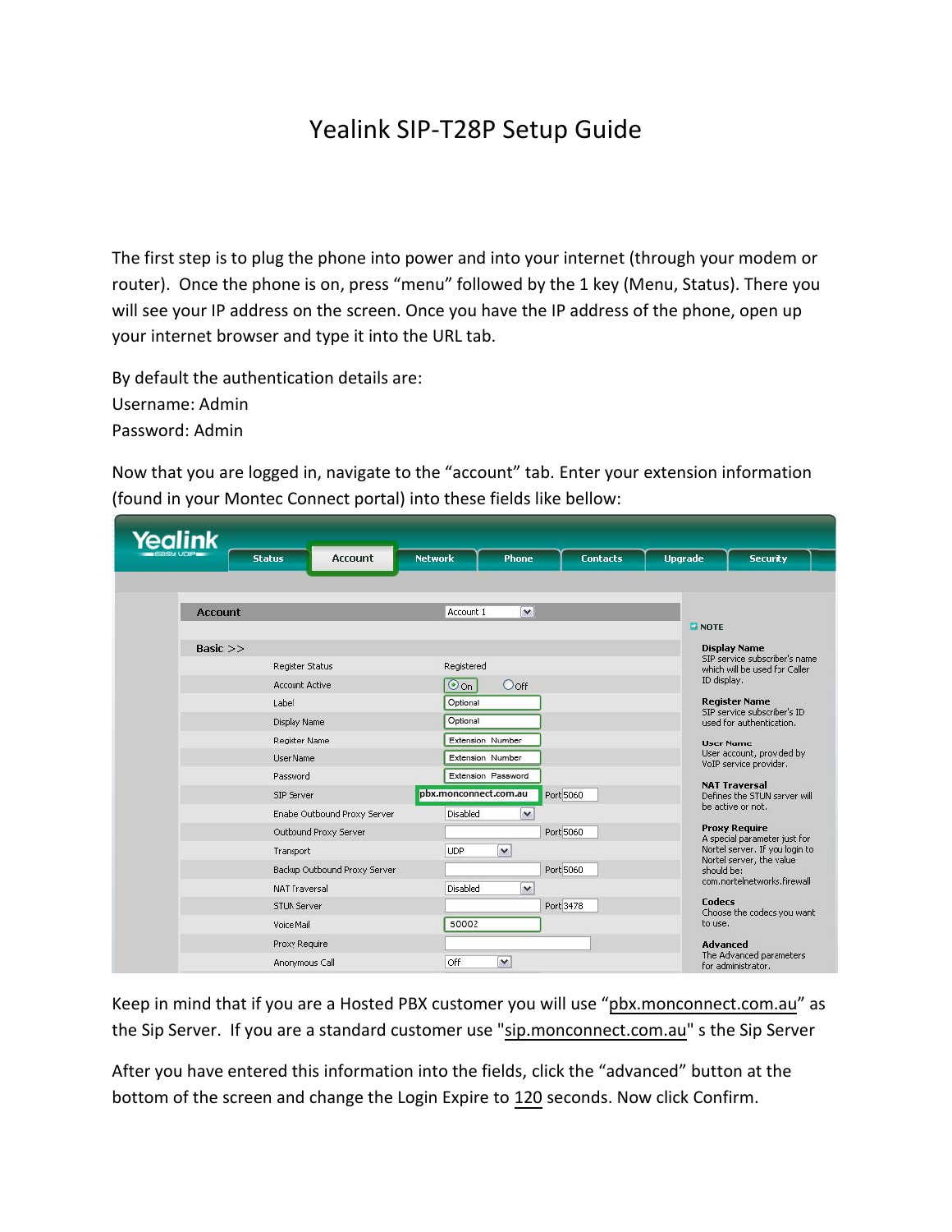# Yealink SIP-T28P Setup Guide

The first step is to plug the phone into power and into your internet (through your modem or router). Once the phone is on, press "menu" followed by the 1 key (Menu, Status). There you will see your IP address on the screen. Once you have the IP address of the phone, open up your internet browser and type it into the URL tab.

By default the authentication details are:
Username: Admin
Password: Admin

Now that you are logged in, navigate to the "account" tab. Enter your extension information (found in your Montec Connect portal) into these fields like bellow:

Keep in mind that if you are a Hosted PBX customer you will use "pbx.monconnect.com.au" as the Sip Server. If you are a standard customer use "sip.monconnect.com.au" s the Sip Server

After you have entered this information into the fields, click the "advanced" button at the bottom of the screen and change the Login Expire to 120 seconds. Now click Confirm.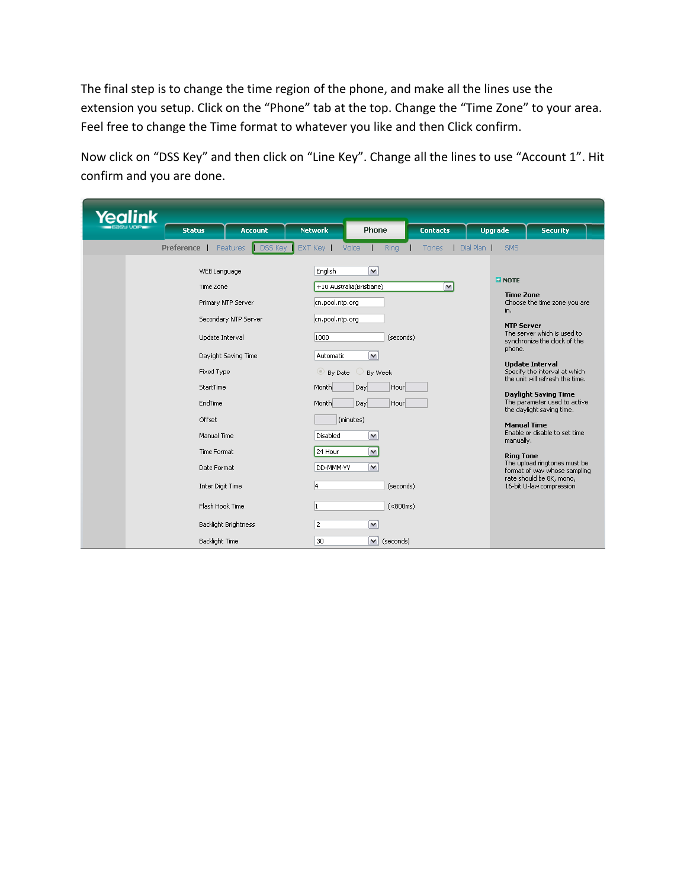The final step is to change the time region of the phone, and make all the lines use the extension you setup. Click on the “Phone” tab at the top. Change the “Time Zone” to your area. Feel free to change the Time format to whatever you like and then Click confirm.

Now click on “DSS Key” and then click on “Line Key”. Change all the lines to use “Account 1”. Hit confirm and you are done.